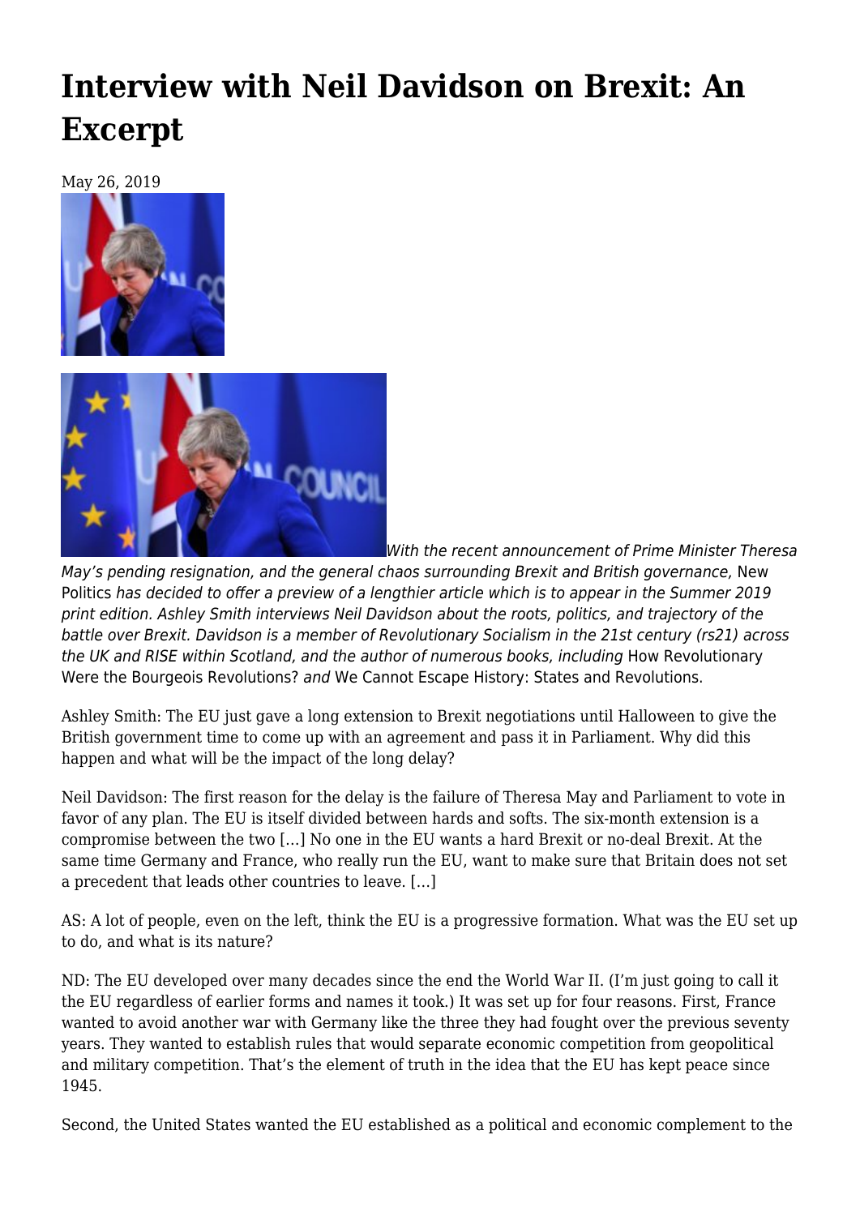# Interview with Neil Davidson on Brexit: An Excerpt

May 26, 2019

*With the recent announcement of Prime Minister Theresa May's pending resignation, and the general chaos surrounding Brexit and British governance,* New Politics *has decided to offer a preview of a lengthier article which is to appear in the Summer 2019 print edition. Ashley Smith interviews Neil Davidson about the roots, politics, and trajectory of the battle over Brexit. Davidson is a member of Revolutionary Socialism in the 21st century (rs21) across the UK and RISE within Scotland, and the author of numerous books, including* How Revolutionary Were the Bourgeois Revolutions? *and* We Cannot Escape History: States and Revolutions.

Ashley Smith: The EU just gave a long extension to Brexit negotiations until Halloween to give the British government time to come up with an agreement and pass it in Parliament. Why did this happen and what will be the impact of the long delay?

Neil Davidson: The first reason for the delay is the failure of Theresa May and Parliament to vote in favor of any plan. The EU is itself divided between hards and softs. The six-month extension is a compromise between the two […] No one in the EU wants a hard Brexit or no-deal Brexit. At the same time Germany and France, who really run the EU, want to make sure that Britain does not set a precedent that leads other countries to leave. […]

AS: A lot of people, even on the left, think the EU is a progressive formation. What was the EU set up to do, and what is its nature?

ND: The EU developed over many decades since the end the World War II. (I'm just going to call it the EU regardless of earlier forms and names it took.) It was set up for four reasons. First, France wanted to avoid another war with Germany like the three they had fought over the previous seventy years. They wanted to establish rules that would separate economic competition from geopolitical and military competition. That's the element of truth in the idea that the EU has kept peace since 1945.

Second, the United States wanted the EU established as a political and economic complement to the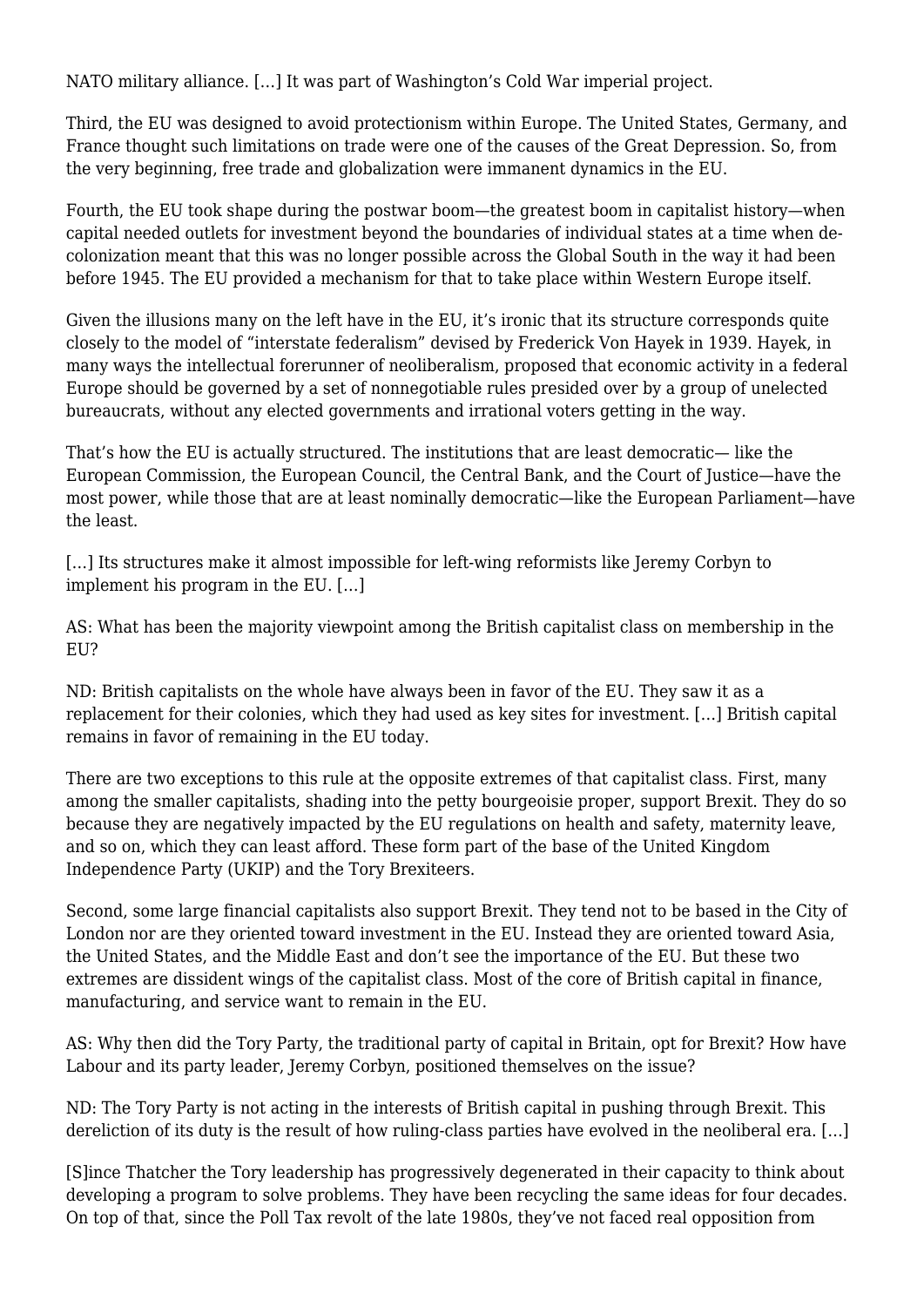NATO military alliance. […] It was part of Washington's Cold War imperial project.

Third, the EU was designed to avoid protectionism within Europe. The United States, Germany, and France thought such limitations on trade were one of the causes of the Great Depression. So, from the very beginning, free trade and globalization were immanent dynamics in the EU.

Fourth, the EU took shape during the postwar boom—the greatest boom in capitalist history—when capital needed outlets for investment beyond the boundaries of individual states at a time when decolonization meant that this was no longer possible across the Global South in the way it had been before 1945. The EU provided a mechanism for that to take place within Western Europe itself.

Given the illusions many on the left have in the EU, it's ironic that its structure corresponds quite closely to the model of "interstate federalism" devised by Frederick Von Hayek in 1939. Hayek, in many ways the intellectual forerunner of neoliberalism, proposed that economic activity in a federal Europe should be governed by a set of nonnegotiable rules presided over by a group of unelected bureaucrats, without any elected governments and irrational voters getting in the way.

That's how the EU is actually structured. The institutions that are least democratic— like the European Commission, the European Council, the Central Bank, and the Court of Justice—have the most power, while those that are at least nominally democratic—like the European Parliament—have the least.

[…] Its structures make it almost impossible for left-wing reformists like Jeremy Corbyn to implement his program in the EU. […]

AS: What has been the majority viewpoint among the British capitalist class on membership in the EU?

ND: British capitalists on the whole have always been in favor of the EU. They saw it as a replacement for their colonies, which they had used as key sites for investment. […] British capital remains in favor of remaining in the EU today.

There are two exceptions to this rule at the opposite extremes of that capitalist class. First, many among the smaller capitalists, shading into the petty bourgeoisie proper, support Brexit. They do so because they are negatively impacted by the EU regulations on health and safety, maternity leave, and so on, which they can least afford. These form part of the base of the United Kingdom Independence Party (UKIP) and the Tory Brexiteers.

Second, some large financial capitalists also support Brexit. They tend not to be based in the City of London nor are they oriented toward investment in the EU. Instead they are oriented toward Asia, the United States, and the Middle East and don't see the importance of the EU. But these two extremes are dissident wings of the capitalist class. Most of the core of British capital in finance, manufacturing, and service want to remain in the EU.

AS: Why then did the Tory Party, the traditional party of capital in Britain, opt for Brexit? How have Labour and its party leader, Jeremy Corbyn, positioned themselves on the issue?

ND: The Tory Party is not acting in the interests of British capital in pushing through Brexit. This dereliction of its duty is the result of how ruling-class parties have evolved in the neoliberal era. […]

[S]ince Thatcher the Tory leadership has progressively degenerated in their capacity to think about developing a program to solve problems. They have been recycling the same ideas for four decades. On top of that, since the Poll Tax revolt of the late 1980s, they've not faced real opposition from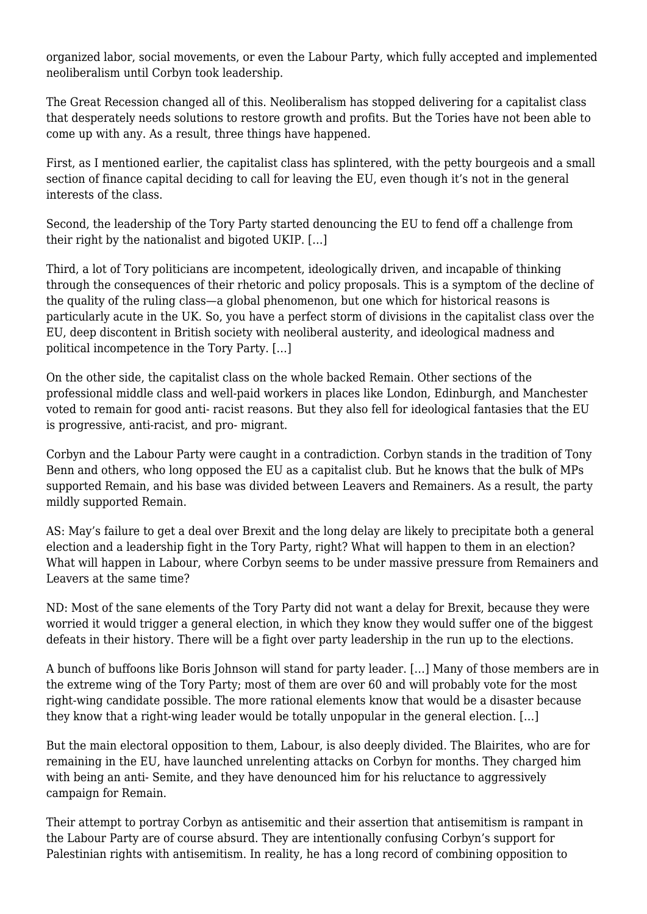organized labor, social movements, or even the Labour Party, which fully accepted and implemented neoliberalism until Corbyn took leadership.

The Great Recession changed all of this. Neoliberalism has stopped delivering for a capitalist class that desperately needs solutions to restore growth and profits. But the Tories have not been able to come up with any. As a result, three things have happened.

First, as I mentioned earlier, the capitalist class has splintered, with the petty bourgeois and a small section of finance capital deciding to call for leaving the EU, even though it's not in the general interests of the class.

Second, the leadership of the Tory Party started denouncing the EU to fend off a challenge from their right by the nationalist and bigoted UKIP. […]

Third, a lot of Tory politicians are incompetent, ideologically driven, and incapable of thinking through the consequences of their rhetoric and policy proposals. This is a symptom of the decline of the quality of the ruling class—a global phenomenon, but one which for historical reasons is particularly acute in the UK. So, you have a perfect storm of divisions in the capitalist class over the EU, deep discontent in British society with neoliberal austerity, and ideological madness and political incompetence in the Tory Party. […]

On the other side, the capitalist class on the whole backed Remain. Other sections of the professional middle class and well-paid workers in places like London, Edinburgh, and Manchester voted to remain for good anti- racist reasons. But they also fell for ideological fantasies that the EU is progressive, anti-racist, and pro- migrant.

Corbyn and the Labour Party were caught in a contradiction. Corbyn stands in the tradition of Tony Benn and others, who long opposed the EU as a capitalist club. But he knows that the bulk of MPs supported Remain, and his base was divided between Leavers and Remainers. As a result, the party mildly supported Remain.

AS: May's failure to get a deal over Brexit and the long delay are likely to precipitate both a general election and a leadership fight in the Tory Party, right? What will happen to them in an election? What will happen in Labour, where Corbyn seems to be under massive pressure from Remainers and Leavers at the same time?

ND: Most of the sane elements of the Tory Party did not want a delay for Brexit, because they were worried it would trigger a general election, in which they know they would suffer one of the biggest defeats in their history. There will be a fight over party leadership in the run up to the elections.

A bunch of buffoons like Boris Johnson will stand for party leader. […] Many of those members are in the extreme wing of the Tory Party; most of them are over 60 and will probably vote for the most right-wing candidate possible. The more rational elements know that would be a disaster because they know that a right-wing leader would be totally unpopular in the general election. […]

But the main electoral opposition to them, Labour, is also deeply divided. The Blairites, who are for remaining in the EU, have launched unrelenting attacks on Corbyn for months. They charged him with being an anti- Semite, and they have denounced him for his reluctance to aggressively campaign for Remain.

Their attempt to portray Corbyn as antisemitic and their assertion that antisemitism is rampant in the Labour Party are of course absurd. They are intentionally confusing Corbyn's support for Palestinian rights with antisemitism. In reality, he has a long record of combining opposition to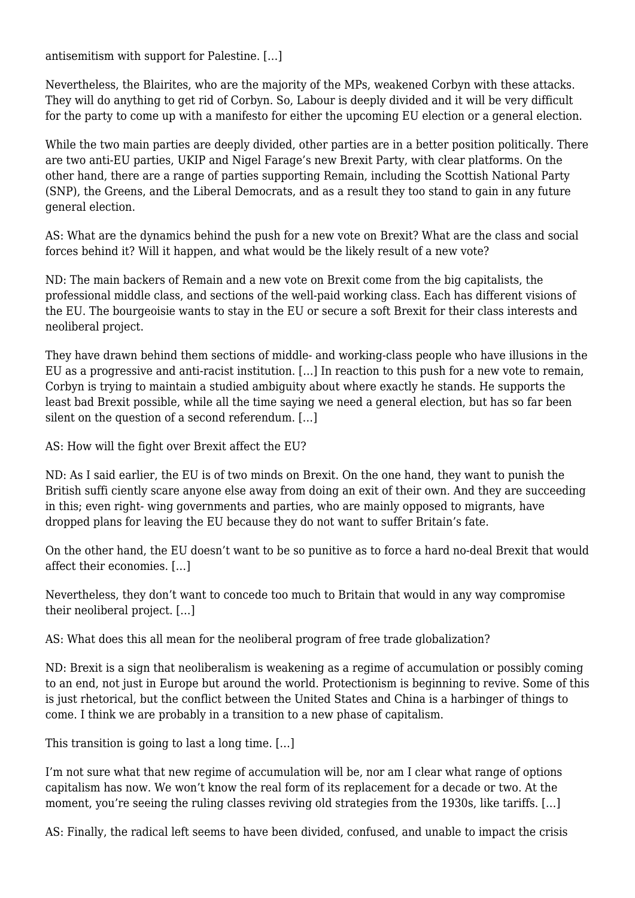antisemitism with support for Palestine. […]

Nevertheless, the Blairites, who are the majority of the MPs, weakened Corbyn with these attacks. They will do anything to get rid of Corbyn. So, Labour is deeply divided and it will be very difficult for the party to come up with a manifesto for either the upcoming EU election or a general election.

While the two main parties are deeply divided, other parties are in a better position politically. There are two anti-EU parties, UKIP and Nigel Farage's new Brexit Party, with clear platforms. On the other hand, there are a range of parties supporting Remain, including the Scottish National Party (SNP), the Greens, and the Liberal Democrats, and as a result they too stand to gain in any future general election.

AS: What are the dynamics behind the push for a new vote on Brexit? What are the class and social forces behind it? Will it happen, and what would be the likely result of a new vote?

ND: The main backers of Remain and a new vote on Brexit come from the big capitalists, the professional middle class, and sections of the well-paid working class. Each has different visions of the EU. The bourgeoisie wants to stay in the EU or secure a soft Brexit for their class interests and neoliberal project.

They have drawn behind them sections of middle- and working-class people who have illusions in the EU as a progressive and anti-racist institution. […] In reaction to this push for a new vote to remain, Corbyn is trying to maintain a studied ambiguity about where exactly he stands. He supports the least bad Brexit possible, while all the time saying we need a general election, but has so far been silent on the question of a second referendum. […]

AS: How will the fight over Brexit affect the EU?

ND: As I said earlier, the EU is of two minds on Brexit. On the one hand, they want to punish the British suffi ciently scare anyone else away from doing an exit of their own. And they are succeeding in this; even right- wing governments and parties, who are mainly opposed to migrants, have dropped plans for leaving the EU because they do not want to suffer Britain's fate.

On the other hand, the EU doesn't want to be so punitive as to force a hard no-deal Brexit that would affect their economies. […]

Nevertheless, they don't want to concede too much to Britain that would in any way compromise their neoliberal project. […]

AS: What does this all mean for the neoliberal program of free trade globalization?

ND: Brexit is a sign that neoliberalism is weakening as a regime of accumulation or possibly coming to an end, not just in Europe but around the world. Protectionism is beginning to revive. Some of this is just rhetorical, but the conflict between the United States and China is a harbinger of things to come. I think we are probably in a transition to a new phase of capitalism.

This transition is going to last a long time. […]

I'm not sure what that new regime of accumulation will be, nor am I clear what range of options capitalism has now. We won't know the real form of its replacement for a decade or two. At the moment, you're seeing the ruling classes reviving old strategies from the 1930s, like tariffs. […]

AS: Finally, the radical left seems to have been divided, confused, and unable to impact the crisis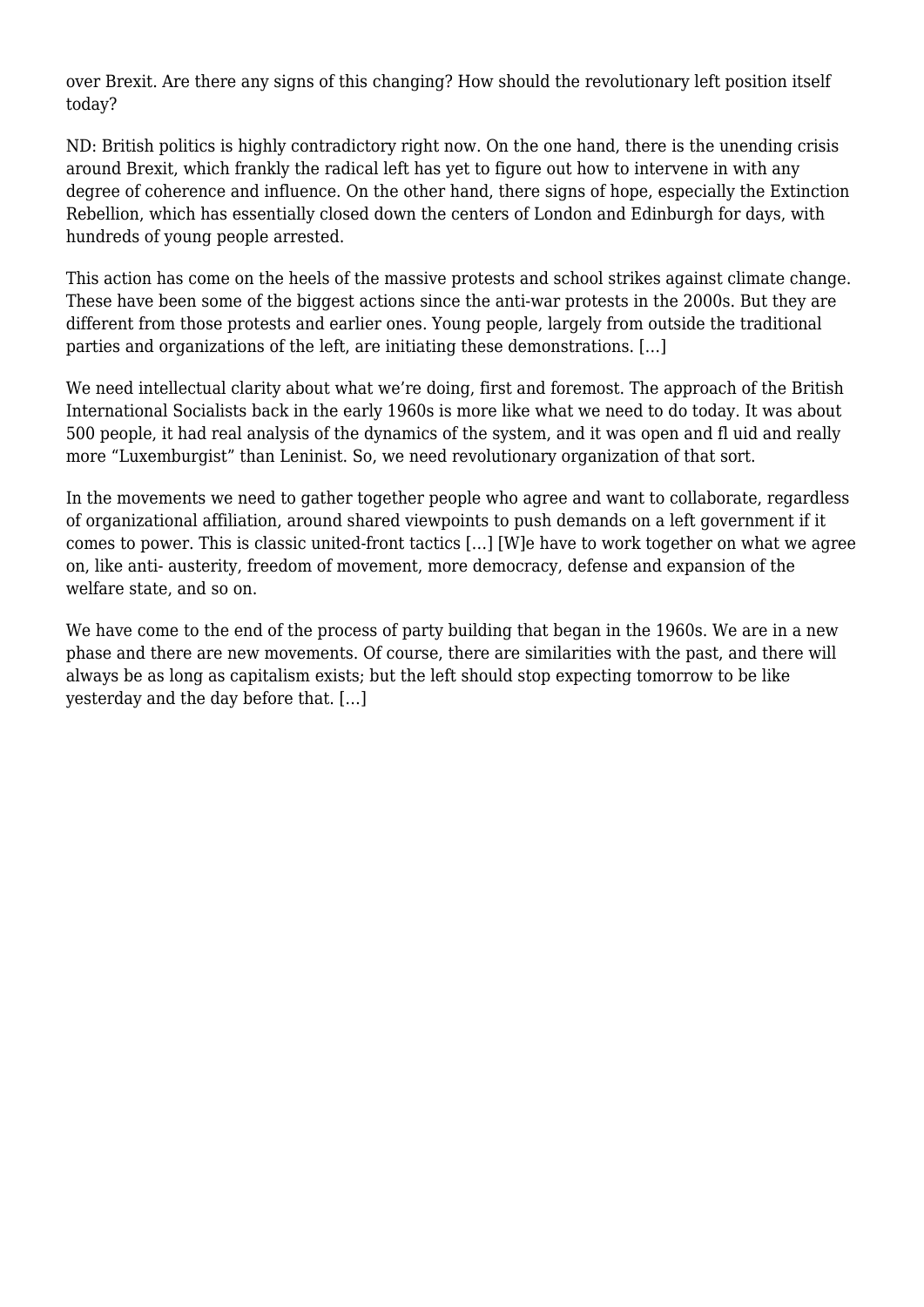over Brexit. Are there any signs of this changing? How should the revolutionary left position itself today?

ND: British politics is highly contradictory right now. On the one hand, there is the unending crisis around Brexit, which frankly the radical left has yet to figure out how to intervene in with any degree of coherence and influence. On the other hand, there signs of hope, especially the Extinction Rebellion, which has essentially closed down the centers of London and Edinburgh for days, with hundreds of young people arrested.

This action has come on the heels of the massive protests and school strikes against climate change. These have been some of the biggest actions since the anti-war protests in the 2000s. But they are different from those protests and earlier ones. Young people, largely from outside the traditional parties and organizations of the left, are initiating these demonstrations. […]

We need intellectual clarity about what we're doing, first and foremost. The approach of the British International Socialists back in the early 1960s is more like what we need to do today. It was about 500 people, it had real analysis of the dynamics of the system, and it was open and fl uid and really more "Luxemburgist" than Leninist. So, we need revolutionary organization of that sort.

In the movements we need to gather together people who agree and want to collaborate, regardless of organizational affiliation, around shared viewpoints to push demands on a left government if it comes to power. This is classic united-front tactics […] [W]e have to work together on what we agree on, like anti- austerity, freedom of movement, more democracy, defense and expansion of the welfare state, and so on.

We have come to the end of the process of party building that began in the 1960s. We are in a new phase and there are new movements. Of course, there are similarities with the past, and there will always be as long as capitalism exists; but the left should stop expecting tomorrow to be like yesterday and the day before that. […]